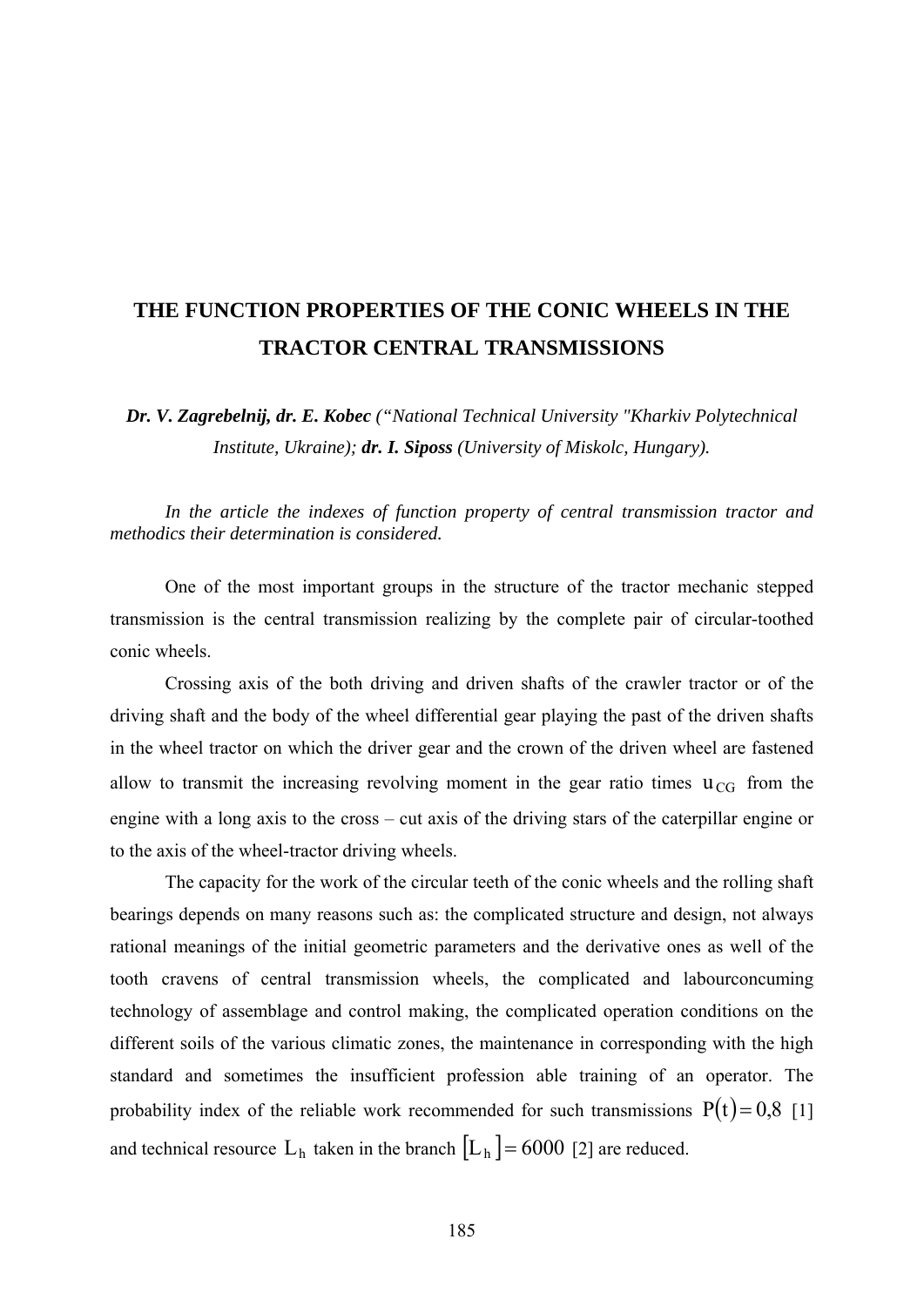# THE FUNCTION PROPERTIES OF THE CONIC WHEELS IN THE TRACTOR CENTRAL TRANSMISSIONS

***Dr. V. Zagrebelnij, dr. E. Kobec*** *(“National Technical University "Kharkiv Polytechnical Institute, Ukraine);* ***dr. I. Siposs*** *(University of Miskolc, Hungary).*

*In the article the indexes of function property of central transmission tractor and methodics their determination is considered.*

One of the most important groups in the structure of the tractor mechanic stepped transmission is the central transmission realizing by the complete pair of circular-toothed conic wheels.

Crossing axis of the both driving and driven shafts of the crawler tractor or of the driving shaft and the body of the wheel differential gear playing the past of the driven shafts in the wheel tractor on which the driver gear and the crown of the driven wheel are fastened allow to transmit the increasing revolving moment in the gear ratio times $u_{CG}$ from the engine with a long axis to the cross – cut axis of the driving stars of the caterpillar engine or to the axis of the wheel-tractor driving wheels.

The capacity for the work of the circular teeth of the conic wheels and the rolling shaft bearings depends on many reasons such as: the complicated structure and design, not always rational meanings of the initial geometric parameters and the derivative ones as well of the tooth cravens of central transmission wheels, the complicated and labourconcuming technology of assemblage and control making, the complicated operation conditions on the different soils of the various climatic zones, the maintenance in corresponding with the high standard and sometimes the insufficient profession able training of an operator. The probability index of the reliable work recommended for such transmissions $P(t) = 0{,}8$ [1] and technical resource $L_h$ taken in the branch $[L_h] = 6000$ [2] are reduced.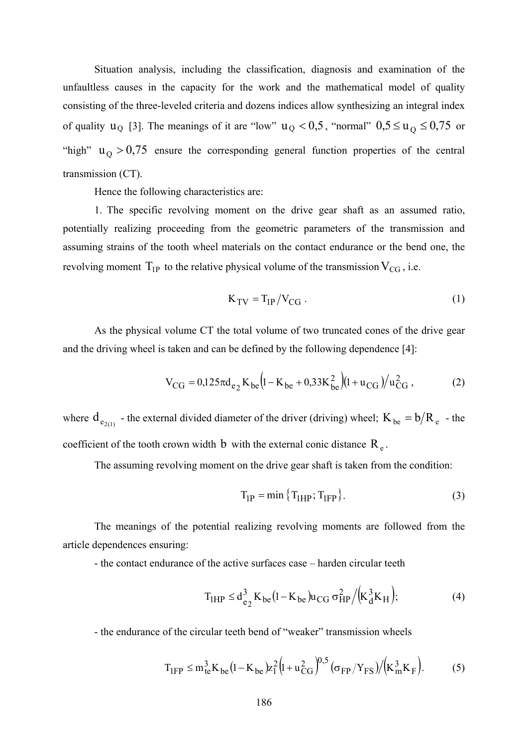Situation analysis, including the classification, diagnosis and examination of the unfaultless causes in the capacity for the work and the mathematical model of quality consisting of the three-leveled criteria and dozens indices allow synthesizing an integral index of quality $u_Q$ [3]. The meanings of it are "low" $u_Q < 0{,}5$, "normal" $0{,}5 \le u_Q \le 0{,}75$ or "high" $u_Q > 0{,}75$ ensure the corresponding general function properties of the central transmission (CT).

Hence the following characteristics are:

1. The specific revolving moment on the drive gear shaft as an assumed ratio, potentially realizing proceeding from the geometric parameters of the transmission and assuming strains of the tooth wheel materials on the contact endurance or the bend one, the revolving moment $T_{1P}$ to the relative physical volume of the transmission $V_{CG}$, i.e.

$$K_{TV} = T_{1P} / V_{CG} \,. \tag{1}$$

As the physical volume CT the total volume of two truncated cones of the drive gear and the driving wheel is taken and can be defined by the following dependence [4]:

$$V_{CG} = 0{,}125\pi d_{e_2} K_{be}\left(1 - K_{be} + 0{,}33K_{be}^2\right)\left(1 + u_{CG}\right) / u_{CG}^2 \,, \tag{2}$$

where $d_{e_{2(1)}}$ - the external divided diameter of the driver (driving) wheel; $K_{be} = b/R_e$ - the coefficient of the tooth crown width $b$ with the external conic distance $R_e$.

The assuming revolving moment on the drive gear shaft is taken from the condition:

$$T_{1P} = \min\left\{T_{1HP}; T_{1FP}\right\}. \tag{3}$$

The meanings of the potential realizing revolving moments are followed from the article dependences ensuring:

- the contact endurance of the active surfaces case – harden circular teeth

$$T_{1HP} \le d_{e_2}^3 K_{be}\left(1 - K_{be}\right) u_{CG}\, \sigma_{HP}^2 \Big/ \left(K_d^3 K_H\right); \tag{4}$$

- the endurance of the circular teeth bend of "weaker" transmission wheels

$$T_{1FP} \le m_{te}^3 K_{be}\left(1 - K_{be}\right) z_1^2 \left(1 + u_{CG}^2\right)^{0{,}5} \left(\sigma_{FP} / Y_{FS}\right) \Big/ \left(K_m^3 K_F\right). \tag{5}$$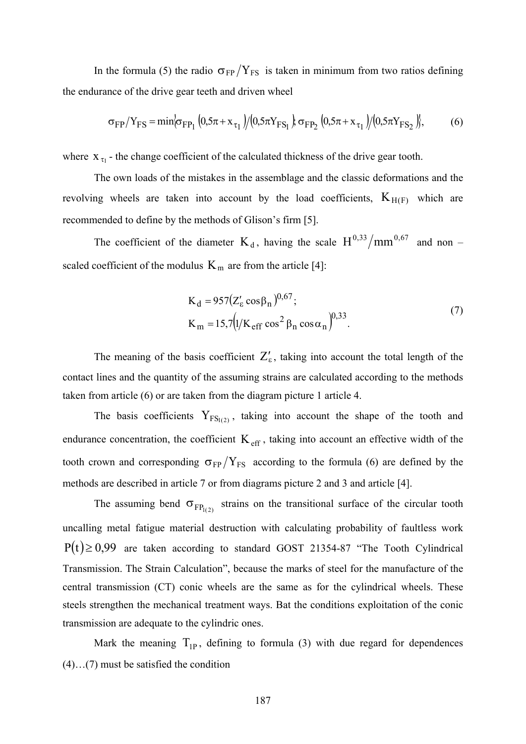In the formula (5) the radio $\sigma_{FP}/Y_{FS}$ is taken in minimum from two ratios defining the endurance of the drive gear teeth and driven wheel

$$\sigma_{FP}/Y_{FS} = \min\left\{\sigma_{FP_1}\left(0{,}5\pi + x_{\tau_1}\right)/\left(0{,}5\pi Y_{FS_1}\right); \sigma_{FP_2}\left(0{,}5\pi + x_{\tau_1}\right)/\left(0{,}5\pi Y_{FS_2}\right)\right\}, \tag{6}$$

where $x_{\tau_1}$ - the change coefficient of the calculated thickness of the drive gear tooth.

The own loads of the mistakes in the assemblage and the classic deformations and the revolving wheels are taken into account by the load coefficients, $K_{H(F)}$ which are recommended to define by the methods of Glison's firm [5].

The coefficient of the diameter $K_d$, having the scale $H^{0,33}/mm^{0,67}$ and non – scaled coefficient of the modulus $K_m$ are from the article [4]:

$$\begin{aligned} K_d &= 957\left(Z'_\varepsilon \cos\beta_n\right)^{0,67}; \\ K_m &= 15{,}7\left(1/K_{eff}\cos^2\beta_n \cos\alpha_n\right)^{0,33}. \end{aligned} \tag{7}$$

The meaning of the basis coefficient $Z'_\varepsilon$, taking into account the total length of the contact lines and the quantity of the assuming strains are calculated according to the methods taken from article (6) or are taken from the diagram picture 1 article 4.

The basis coefficients $Y_{FS_{1(2)}}$, taking into account the shape of the tooth and endurance concentration, the coefficient $K_{eff}$, taking into account an effective width of the tooth crown and corresponding $\sigma_{FP}/Y_{FS}$ according to the formula (6) are defined by the methods are described in article 7 or from diagrams picture 2 and 3 and article [4].

The assuming bend $\sigma_{FP_{1(2)}}$ strains on the transitional surface of the circular tooth uncalling metal fatigue material destruction with calculating probability of faultless work $P(t) \geq 0{,}99$ are taken according to standard GOST 21354-87 "The Tooth Cylindrical Transmission. The Strain Calculation", because the marks of steel for the manufacture of the central transmission (CT) conic wheels are the same as for the cylindrical wheels. These steels strengthen the mechanical treatment ways. Bat the conditions exploitation of the conic transmission are adequate to the cylindric ones.

Mark the meaning $T_{1P}$, defining to formula (3) with due regard for dependences (4)…(7) must be satisfied the condition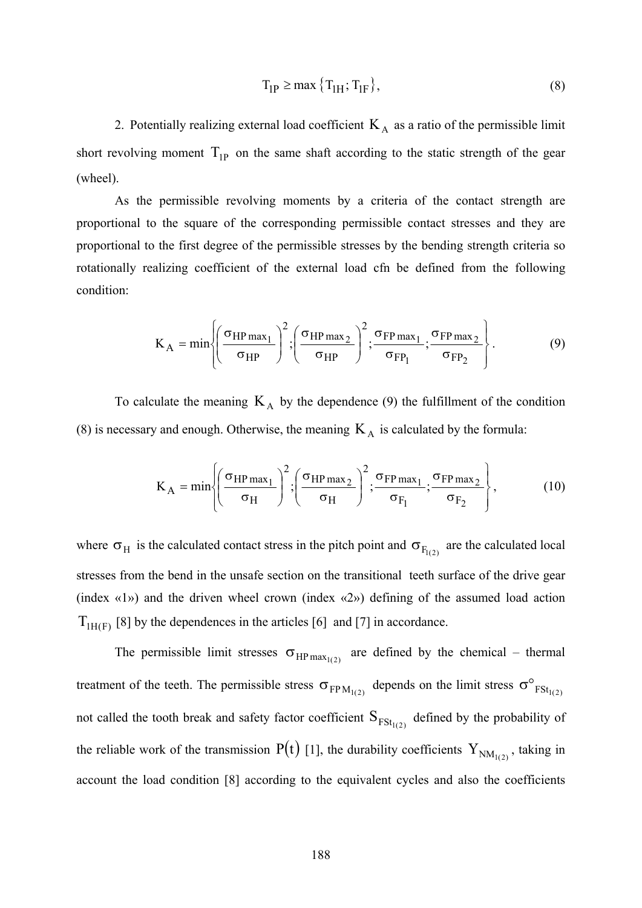$$T_{1P} \geq \max\left\{T_{1H}; T_{1F}\right\}, \tag{8}$$

2. Potentially realizing external load coefficient $K_A$ as a ratio of the permissible limit short revolving moment $T_{1P}$ on the same shaft according to the static strength of the gear (wheel).

As the permissible revolving moments by a criteria of the contact strength are proportional to the square of the corresponding permissible contact stresses and they are proportional to the first degree of the permissible stresses by the bending strength criteria so rotationally realizing coefficient of the external load cfn be defined from the following condition:

$$K_A = \min\left\{\left(\frac{\sigma_{HP\max_1}}{\sigma_{HP}}\right)^2; \left(\frac{\sigma_{HP\max_2}}{\sigma_{HP}}\right)^2; \frac{\sigma_{FP\max_1}}{\sigma_{FP_1}}; \frac{\sigma_{FP\max_2}}{\sigma_{FP_2}}\right\}. \tag{9}$$

To calculate the meaning $K_A$ by the dependence (9) the fulfillment of the condition (8) is necessary and enough. Otherwise, the meaning $K_A$ is calculated by the formula:

$$K_A = \min\left\{\left(\frac{\sigma_{HP\max_1}}{\sigma_{H}}\right)^2; \left(\frac{\sigma_{HP\max_2}}{\sigma_{H}}\right)^2; \frac{\sigma_{FP\max_1}}{\sigma_{F_1}}; \frac{\sigma_{FP\max_2}}{\sigma_{F_2}}\right\}, \tag{10}$$

where $\sigma_H$ is the calculated contact stress in the pitch point and $\sigma_{F_{1(2)}}$ are the calculated local stresses from the bend in the unsafe section on the transitional teeth surface of the drive gear (index «1») and the driven wheel crown (index «2») defining of the assumed load action $T_{1H(F)}$ [8] by the dependences in the articles [6] and [7] in accordance.

The permissible limit stresses $\sigma_{HP\max_{1(2)}}$ are defined by the chemical – thermal treatment of the teeth. The permissible stress $\sigma_{FPM_{1(2)}}$ depends on the limit stress $\sigma^{\circ}_{FSt_{1(2)}}$ not called the tooth break and safety factor coefficient $S_{FSt_{1(2)}}$ defined by the probability of the reliable work of the transmission $P(t)$ [1], the durability coefficients $Y_{NM_{1(2)}}$, taking in account the load condition [8] according to the equivalent cycles and also the coefficients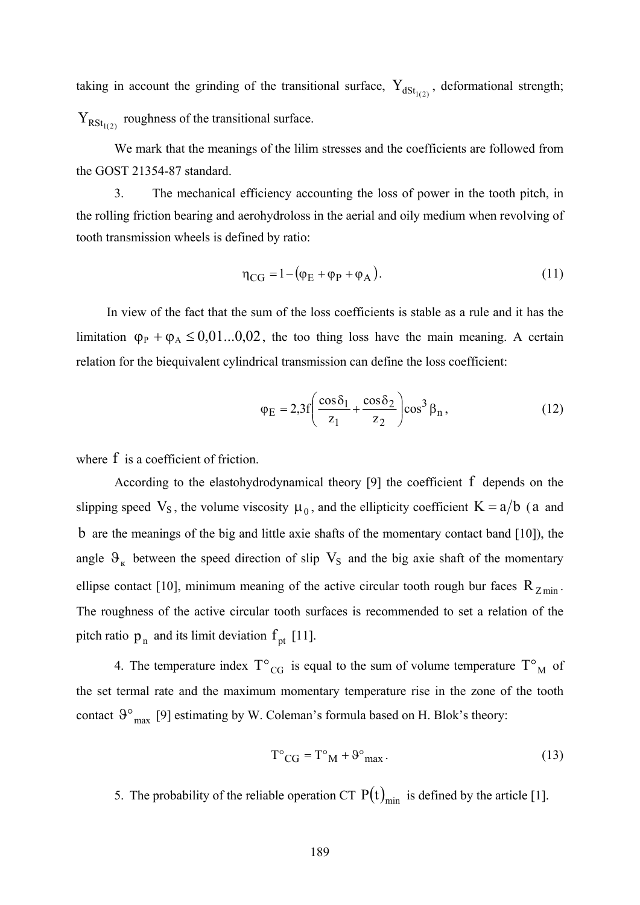taking in account the grinding of the transitional surface, $Y_{dSt_{1(2)}}$, deformational strength; $Y_{RSt_{1(2)}}$ roughness of the transitional surface.

We mark that the meanings of the lilim stresses and the coefficients are followed from the GOST 21354-87 standard.

3. The mechanical efficiency accounting the loss of power in the tooth pitch, in the rolling friction bearing and aerohydroloss in the aerial and oily medium when revolving of tooth transmission wheels is defined by ratio:

$$\eta_{CG} = 1 - (\varphi_E + \varphi_P + \varphi_A). \tag{11}$$

In view of the fact that the sum of the loss coefficients is stable as a rule and it has the limitation $\varphi_P + \varphi_A \le 0{,}01...0{,}02$, the too thing loss have the main meaning. A certain relation for the biequivalent cylindrical transmission can define the loss coefficient:

$$\varphi_E = 2{,}3f\left(\frac{\cos\delta_1}{z_1} + \frac{\cos\delta_2}{z_2}\right)\cos^3\beta_n, \tag{12}$$

where $f$ is a coefficient of friction.

According to the elastohydrodynamical theory [9] the coefficient $f$ depends on the slipping speed $V_S$, the volume viscosity $\mu_0$, and the ellipticity coefficient $K = a/b$ ($a$ and $b$ are the meanings of the big and little axie shafts of the momentary contact band [10]), the angle $\vartheta_к$ between the speed direction of slip $V_S$ and the big axie shaft of the momentary ellipse contact [10], minimum meaning of the active circular tooth rough bur faces $R_{Z\min}$. The roughness of the active circular tooth surfaces is recommended to set a relation of the pitch ratio $p_n$ and its limit deviation $f_{pt}$ [11].

4. The temperature index $T°_{CG}$ is equal to the sum of volume temperature $T°_M$ of the set termal rate and the maximum momentary temperature rise in the zone of the tooth contact $\vartheta°_{\max}$ [9] estimating by W. Coleman's formula based on H. Blok's theory:

$$T°_{CG} = T°_M + \vartheta°_{\max}. \tag{13}$$

5. The probability of the reliable operation CT $P(t)_{\min}$ is defined by the article [1].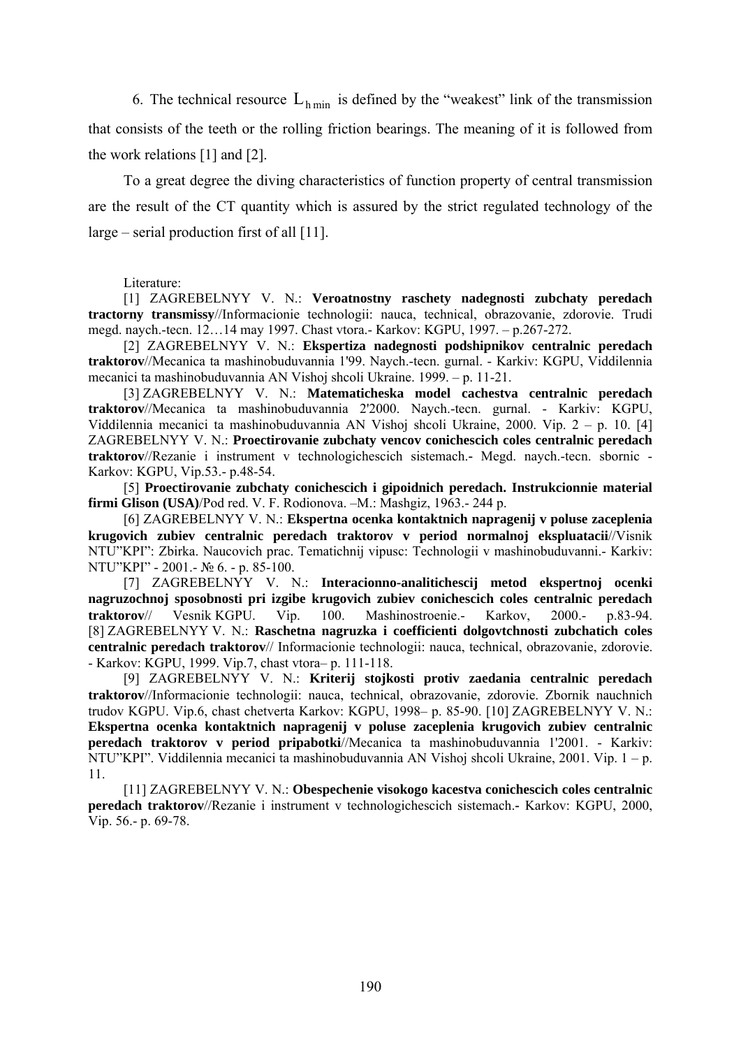6. The technical resource $L_{h\min}$ is defined by the "weakest" link of the transmission that consists of the teeth or the rolling friction bearings. The meaning of it is followed from the work relations [1] and [2].

To a great degree the diving characteristics of function property of central transmission are the result of the CT quantity which is assured by the strict regulated technology of the large – serial production first of all [11].

Literature:

[1] ZAGREBELNYY V. N.: **Veroatnostny raschety nadegnosti zubchaty peredach tractorny transmissy**//Informacionie technologii: nauca, technical, obrazovanie, zdorovie. Trudi megd. naych.-tecn. 12…14 may 1997. Chast vtora.- Karkov: KGPU, 1997. – p.267-272.

[2] ZAGREBELNYY V. N.: **Ekspertiza nadegnosti podshipnikov centralnic peredach traktorov**//Mecanica ta mashinobuduvannia 1'99. Naych.-tecn. gurnal. - Karkiv: KGPU, Viddilennia mecanici ta mashinobuduvannia AN Vishoj shcoli Ukraine. 1999. – p. 11-21.

[3] ZAGREBELNYY V. N.: **Matematicheska model cachestva centralnic peredach traktorov**//Mecanica ta mashinobuduvannia 2'2000. Naych.-tecn. gurnal. - Karkiv: KGPU, Viddilennia mecanici ta mashinobuduvannia AN Vishoj shcoli Ukraine, 2000. Vip. 2 – p. 10.

[4] ZAGREBELNYY V. N.: **Proectirovanie zubchaty vencov conichescich coles centralnic peredach traktorov**//Rezanie i instrument v technologichescich sistemach.- Megd. naych.-tecn. sbornic - Karkov: KGPU, Vip.53.- p.48-54.

[5] **Proectirovanie zubchaty conichescich i gipoidnich peredach. Instrukcionnie material firmi Glison (USA)**/Pod red. V. F. Rodionova. –M.: Mashgiz, 1963.- 244 p.

[6] ZAGREBELNYY V. N.: **Ekspertna ocenka kontaktnich napragenij v poluse zaceplenia krugovich zubiev centralnic peredach traktorov v period normalnoj ekspluatacii**//Visnik NTU"KPI": Zbirka. Naucovich prac. Tematichnij vipusc: Technologii v mashinobuduvanni.- Karkiv: NTU"KPI" - 2001.- № 6. - p. 85-100.

[7] ZAGREBELNYY V. N.: **Interacionno-analitichescij metod ekspertnoj ocenki nagruzochnoj sposobnosti pri izgibe krugovich zubiev conichescich coles centralnic peredach traktorov**// Vesnik KGPU. Vip. 100. Mashinostroenie.- Karkov, 2000.- p.83-94.

[8] ZAGREBELNYY V. N.: **Raschetna nagruzka i coefficienti dolgovtchnosti zubchatich coles centralnic peredach traktorov**// Informacionie technologii: nauca, technical, obrazovanie, zdorovie. - Karkov: KGPU, 1999. Vip.7, chast vtora– p. 111-118.

[9] ZAGREBELNYY V. N.: **Kriterij stojkosti protiv zaedania centralnic peredach traktorov**//Informacionie technologii: nauca, technical, obrazovanie, zdorovie. Zbornik nauchnich trudov KGPU. Vip.6, chast chetverta Karkov: KGPU, 1998– p. 85-90.

[10] ZAGREBELNYY V. N.: **Ekspertna ocenka kontaktnich napragenij v poluse zaceplenia krugovich zubiev centralnic peredach traktorov v period pripabotki**//Mecanica ta mashinobuduvannia 1'2001. - Karkiv: NTU"KPI". Viddilennia mecanici ta mashinobuduvannia AN Vishoj shcoli Ukraine, 2001. Vip. 1 – p. 11.

[11] ZAGREBELNYY V. N.: **Obespechenie visokogo kacestva conichescich coles centralnic peredach traktorov**//Rezanie i instrument v technologichescich sistemach.- Karkov: KGPU, 2000, Vip. 56.- p. 69-78.